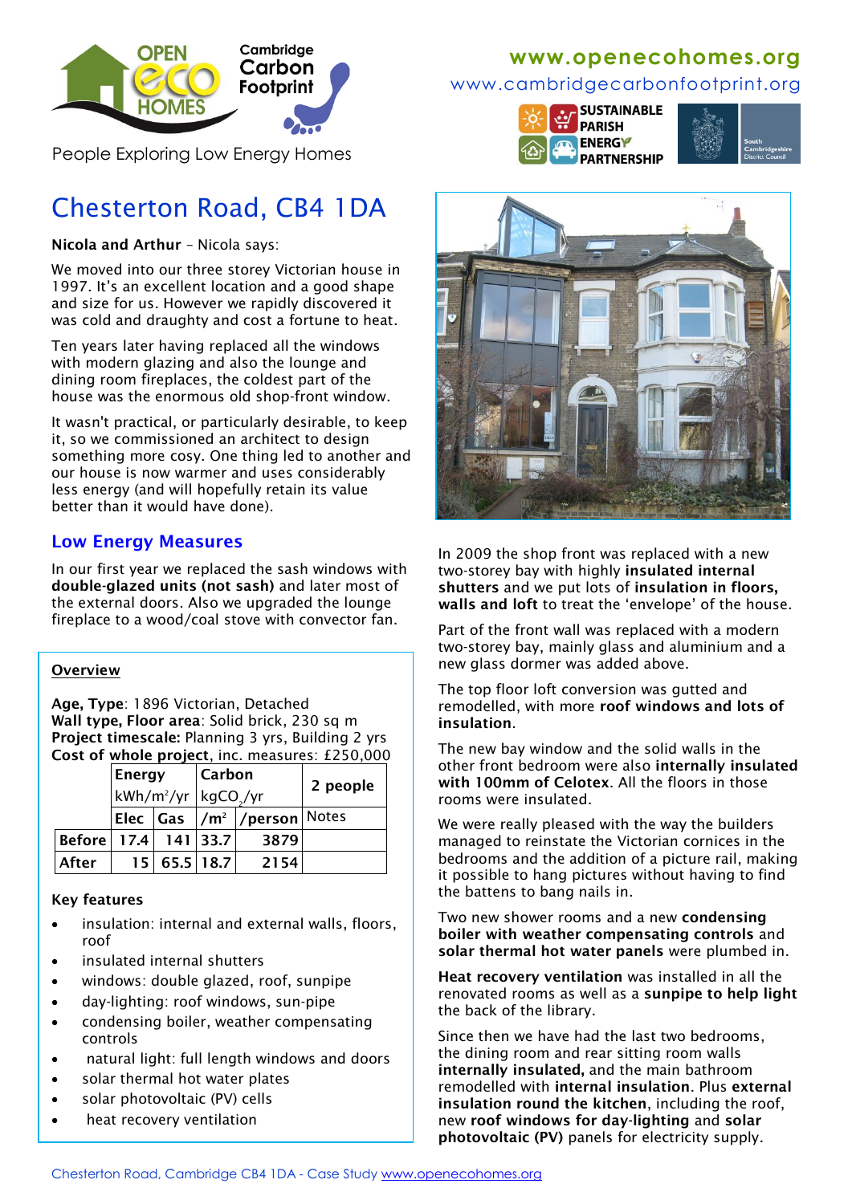OPEN ECO HOMES

Cambridge Carbon Footprint

People Exploring Low Energy Homes

www.openecohomes.org

www.cambridgecarbonfootprint.org

SUSTAINABLE PARISH ENERGY PARTNERSHIP

South Cambridgeshire District Council

# Chesterton Road, CB4 1DA

**Nicola and Arthur** – Nicola says:

We moved into our three storey Victorian house in 1997. It's an excellent location and a good shape and size for us. However we rapidly discovered it was cold and draughty and cost a fortune to heat.

Ten years later having replaced all the windows with modern glazing and also the lounge and dining room fireplaces, the coldest part of the house was the enormous old shop-front window.

It wasn't practical, or particularly desirable, to keep it, so we commissioned an architect to design something more cosy. One thing led to another and our house is now warmer and uses considerably less energy (and will hopefully retain its value better than it would have done).

## Low Energy Measures

In our first year we replaced the sash windows with **double-glazed units (not sash)** and later most of the external doors. Also we upgraded the lounge fireplace to a wood/coal stove with convector fan.

### Overview

**Age, Type**: 1896 Victorian, Detached
**Wall type, Floor area**: Solid brick, 230 sq m
**Project timescale:** Planning 3 yrs, Building 2 yrs
**Cost of whole project**, inc. measures: £250,000

| | Energy kWh/m²/yr | | Carbon $kgCO_2/yr$ | | 2 people |
|---|---|---|---|---|---|
| | Elec | Gas | /m² | /person | Notes |
| **Before** | 17.4 | 141 | 33.7 | 3879 | |
| **After** | 15 | 65.5 | 18.7 | 2154 | |

**Key features**

- insulation: internal and external walls, floors, roof
- insulated internal shutters
- windows: double glazed, roof, sunpipe
- day-lighting: roof windows, sun-pipe
- condensing boiler, weather compensating controls
- natural light: full length windows and doors
- solar thermal hot water plates
- solar photovoltaic (PV) cells
- heat recovery ventilation

In 2009 the shop front was replaced with a new two-storey bay with highly **insulated internal shutters** and we put lots of **insulation in floors, walls and loft** to treat the 'envelope' of the house.

Part of the front wall was replaced with a modern two-storey bay, mainly glass and aluminium and a new glass dormer was added above.

The top floor loft conversion was gutted and remodelled, with more **roof windows and lots of insulation**.

The new bay window and the solid walls in the other front bedroom were also **internally insulated with 100mm of Celotex**. All the floors in those rooms were insulated.

We were really pleased with the way the builders managed to reinstate the Victorian cornices in the bedrooms and the addition of a picture rail, making it possible to hang pictures without having to find the battens to bang nails in.

Two new shower rooms and a new **condensing boiler with weather compensating controls** and **solar thermal hot water panels** were plumbed in.

**Heat recovery ventilation** was installed in all the renovated rooms as well as a **sunpipe to help light** the back of the library.

Since then we have had the last two bedrooms, the dining room and rear sitting room walls **internally insulated,** and the main bathroom remodelled with **internal insulation**. Plus **external insulation round the kitchen**, including the roof, new **roof windows for day-lighting** and **solar photovoltaic (PV)** panels for electricity supply.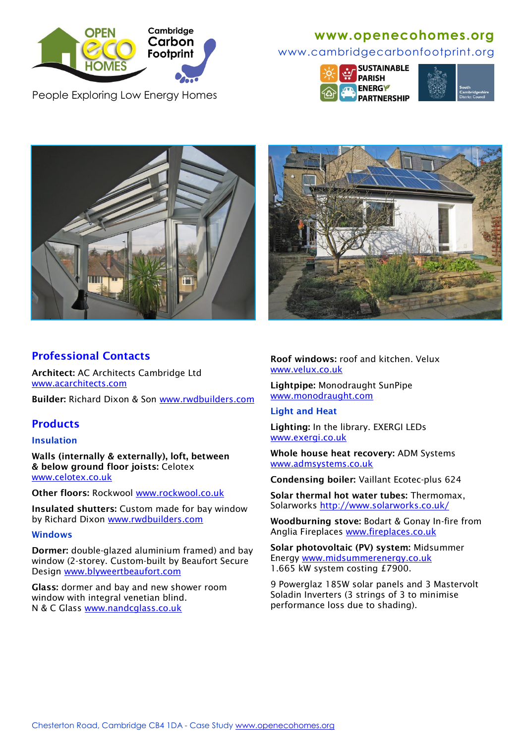People Exploring Low Energy Homes

www.openecohomes.org
www.cambridgecarbonfootprint.org

## Professional Contacts

**Architect:** AC Architects Cambridge Ltd
www.acarchitects.com

**Builder:** Richard Dixon & Son www.rwdbuilders.com

## Products

### Insulation

**Walls (internally & externally), loft, between & below ground floor joists:** Celotex
www.celotex.co.uk

**Other floors:** Rockwool www.rockwool.co.uk

**Insulated shutters:** Custom made for bay window by Richard Dixon www.rwdbuilders.com

### Windows

**Dormer:** double-glazed aluminium framed) and bay window (2-storey. Custom-built by Beaufort Secure Design www.blyweertbeaufort.com

**Glass:** dormer and bay and new shower room window with integral venetian blind.
N & C Glass www.nandcglass.co.uk

**Roof windows:** roof and kitchen. Velux
www.velux.co.uk

**Lightpipe:** Monodraught SunPipe
www.monodraught.com

### Light and Heat

**Lighting:** In the library. EXERGI LEDs
www.exergi.co.uk

**Whole house heat recovery:** ADM Systems
www.admsystems.co.uk

**Condensing boiler:** Vaillant Ecotec-plus 624

**Solar thermal hot water tubes:** Thermomax, Solarworks http://www.solarworks.co.uk/

**Woodburning stove:** Bodart & Gonay In-fire from Anglia Fireplaces www.fireplaces.co.uk

**Solar photovoltaic (PV) system:** Midsummer Energy www.midsummerenergy.co.uk
1.665 kW system costing £7900.

9 Powerglaz 185W solar panels and 3 Mastervolt Soladin Inverters (3 strings of 3 to minimise performance loss due to shading).

Chesterton Road, Cambridge CB4 1DA - Case Study www.openecohomes.org